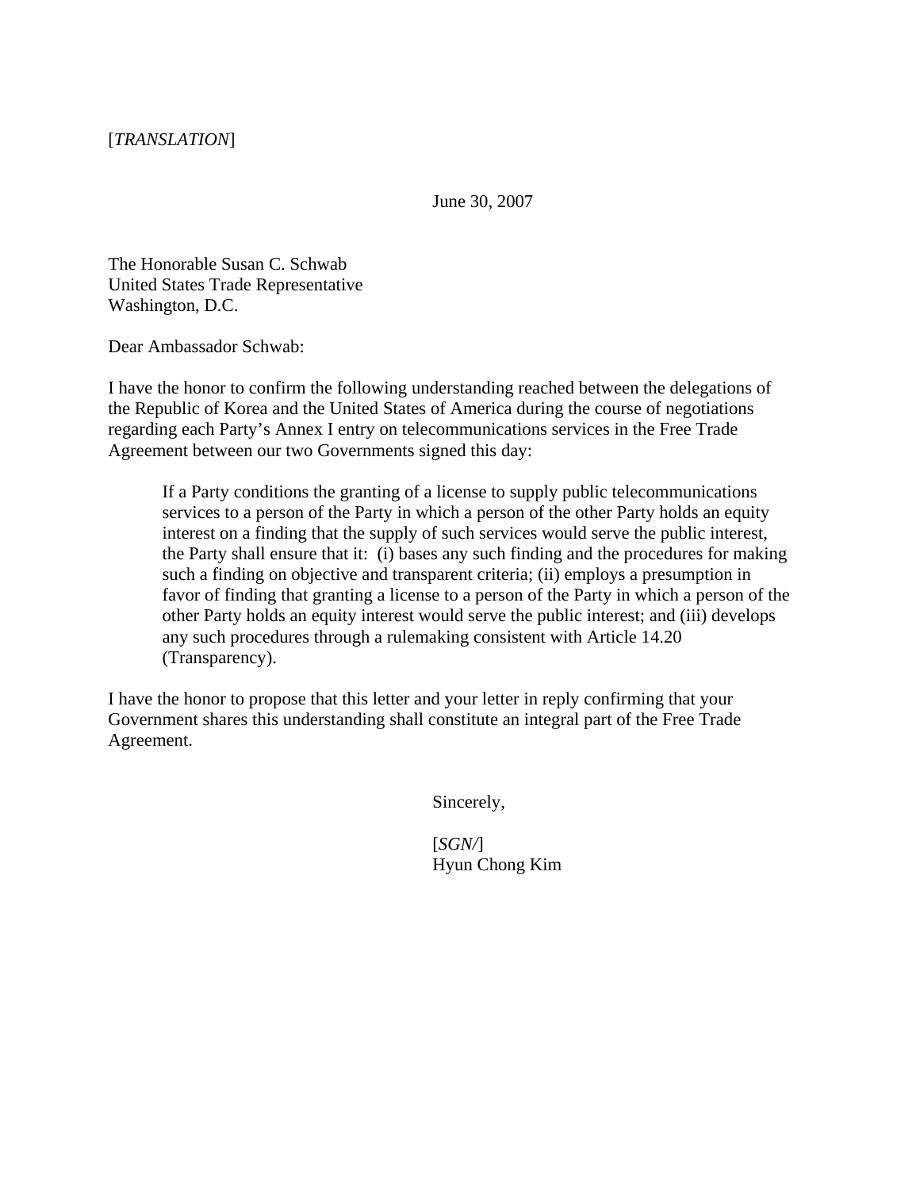[*TRANSLATION*]

June 30, 2007

The Honorable Susan C. Schwab
United States Trade Representative
Washington, D.C.

Dear Ambassador Schwab:

I have the honor to confirm the following understanding reached between the delegations of the Republic of Korea and the United States of America during the course of negotiations regarding each Party's Annex I entry on telecommunications services in the Free Trade Agreement between our two Governments signed this day:

> If a Party conditions the granting of a license to supply public telecommunications services to a person of the Party in which a person of the other Party holds an equity interest on a finding that the supply of such services would serve the public interest, the Party shall ensure that it: (i) bases any such finding and the procedures for making such a finding on objective and transparent criteria; (ii) employs a presumption in favor of finding that granting a license to a person of the Party in which a person of the other Party holds an equity interest would serve the public interest; and (iii) develops any such procedures through a rulemaking consistent with Article 14.20 (Transparency).

I have the honor to propose that this letter and your letter in reply confirming that your Government shares this understanding shall constitute an integral part of the Free Trade Agreement.

Sincerely,

[*SGN/*]
Hyun Chong Kim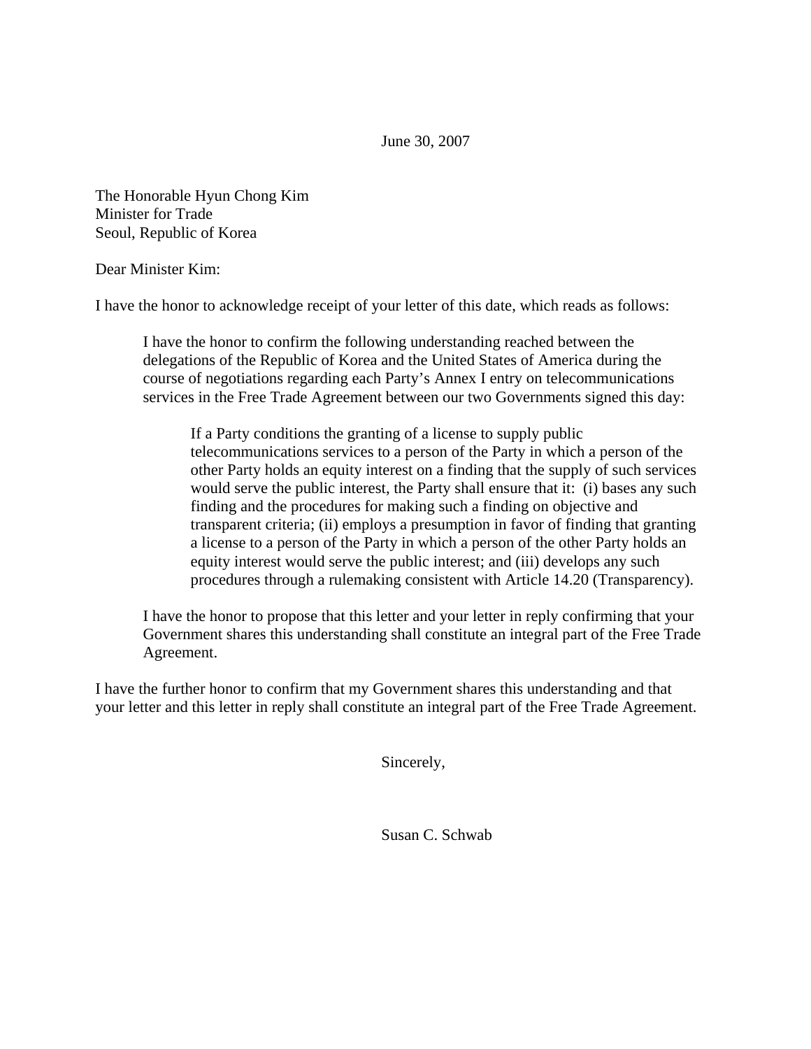June 30, 2007

The Honorable Hyun Chong Kim
Minister for Trade
Seoul, Republic of Korea

Dear Minister Kim:

I have the honor to acknowledge receipt of your letter of this date, which reads as follows:

> I have the honor to confirm the following understanding reached between the delegations of the Republic of Korea and the United States of America during the course of negotiations regarding each Party's Annex I entry on telecommunications services in the Free Trade Agreement between our two Governments signed this day:
>
>> If a Party conditions the granting of a license to supply public telecommunications services to a person of the Party in which a person of the other Party holds an equity interest on a finding that the supply of such services would serve the public interest, the Party shall ensure that it: (i) bases any such finding and the procedures for making such a finding on objective and transparent criteria; (ii) employs a presumption in favor of finding that granting a license to a person of the Party in which a person of the other Party holds an equity interest would serve the public interest; and (iii) develops any such procedures through a rulemaking consistent with Article 14.20 (Transparency).
>
> I have the honor to propose that this letter and your letter in reply confirming that your Government shares this understanding shall constitute an integral part of the Free Trade Agreement.

I have the further honor to confirm that my Government shares this understanding and that your letter and this letter in reply shall constitute an integral part of the Free Trade Agreement.

Sincerely,

Susan C. Schwab